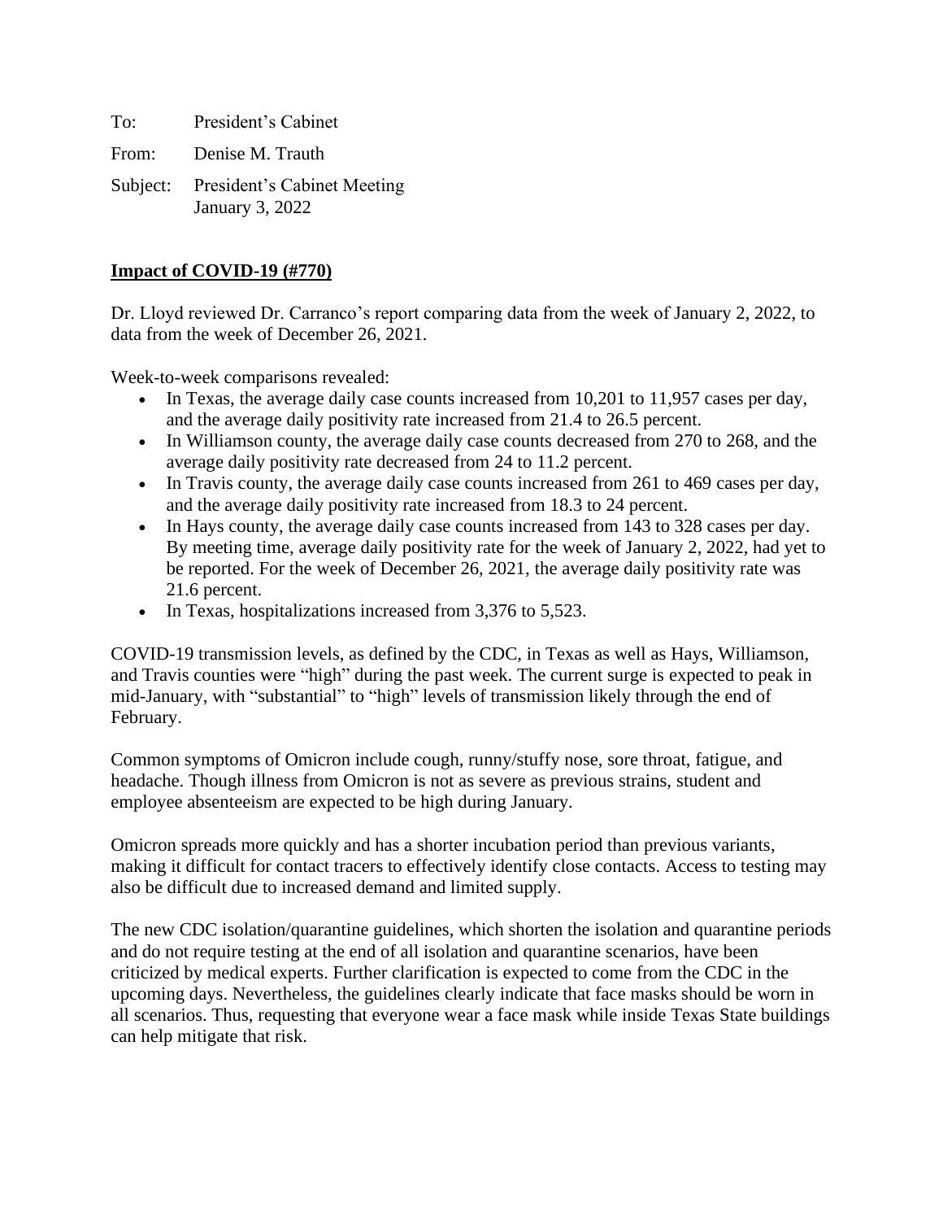To: President's Cabinet

From: Denise M. Trauth

Subject: President's Cabinet Meeting
January 3, 2022

**Impact of COVID-19 (#770)**

Dr. Lloyd reviewed Dr. Carranco's report comparing data from the week of January 2, 2022, to data from the week of December 26, 2021.

Week-to-week comparisons revealed:

- In Texas, the average daily case counts increased from 10,201 to 11,957 cases per day, and the average daily positivity rate increased from 21.4 to 26.5 percent.
- In Williamson county, the average daily case counts decreased from 270 to 268, and the average daily positivity rate decreased from 24 to 11.2 percent.
- In Travis county, the average daily case counts increased from 261 to 469 cases per day, and the average daily positivity rate increased from 18.3 to 24 percent.
- In Hays county, the average daily case counts increased from 143 to 328 cases per day. By meeting time, average daily positivity rate for the week of January 2, 2022, had yet to be reported. For the week of December 26, 2021, the average daily positivity rate was 21.6 percent.
- In Texas, hospitalizations increased from 3,376 to 5,523.

COVID-19 transmission levels, as defined by the CDC, in Texas as well as Hays, Williamson, and Travis counties were "high" during the past week. The current surge is expected to peak in mid-January, with "substantial" to "high" levels of transmission likely through the end of February.

Common symptoms of Omicron include cough, runny/stuffy nose, sore throat, fatigue, and headache. Though illness from Omicron is not as severe as previous strains, student and employee absenteeism are expected to be high during January.

Omicron spreads more quickly and has a shorter incubation period than previous variants, making it difficult for contact tracers to effectively identify close contacts. Access to testing may also be difficult due to increased demand and limited supply.

The new CDC isolation/quarantine guidelines, which shorten the isolation and quarantine periods and do not require testing at the end of all isolation and quarantine scenarios, have been criticized by medical experts. Further clarification is expected to come from the CDC in the upcoming days. Nevertheless, the guidelines clearly indicate that face masks should be worn in all scenarios. Thus, requesting that everyone wear a face mask while inside Texas State buildings can help mitigate that risk.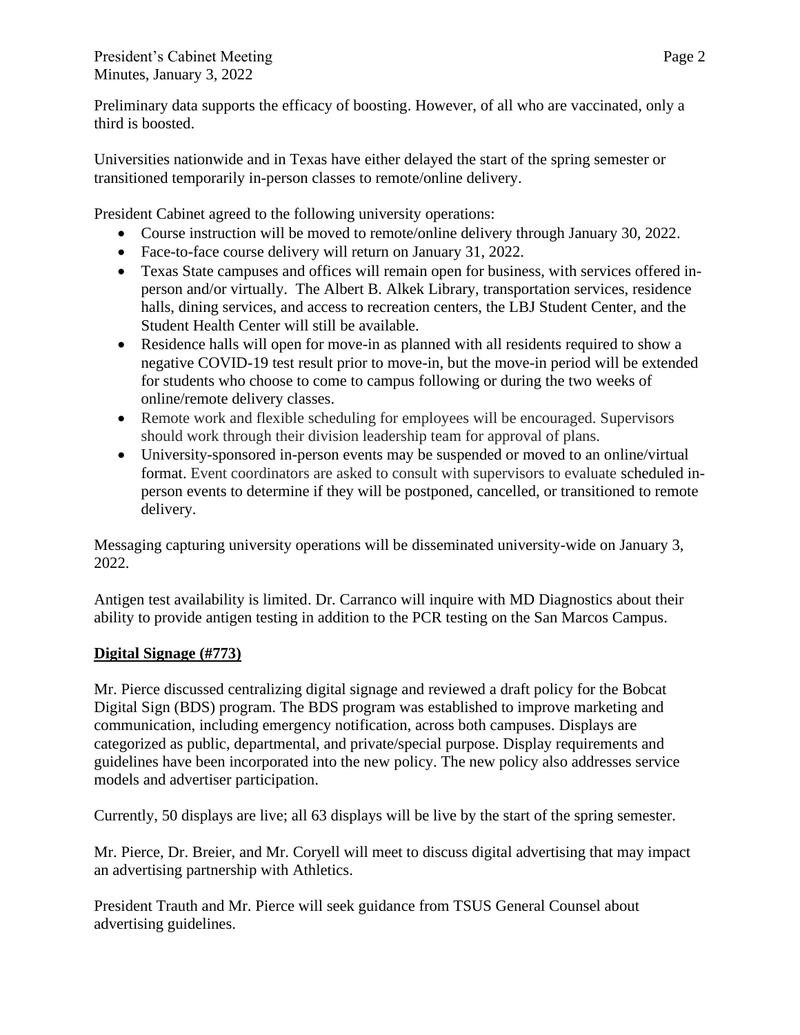Preliminary data supports the efficacy of boosting. However, of all who are vaccinated, only a third is boosted.

Universities nationwide and in Texas have either delayed the start of the spring semester or transitioned temporarily in-person classes to remote/online delivery.

President Cabinet agreed to the following university operations:

- Course instruction will be moved to remote/online delivery through January 30, 2022.
- Face-to-face course delivery will return on January 31, 2022.
- Texas State campuses and offices will remain open for business, with services offered in-person and/or virtually. The Albert B. Alkek Library, transportation services, residence halls, dining services, and access to recreation centers, the LBJ Student Center, and the Student Health Center will still be available.
- Residence halls will open for move-in as planned with all residents required to show a negative COVID-19 test result prior to move-in, but the move-in period will be extended for students who choose to come to campus following or during the two weeks of online/remote delivery classes.
- Remote work and flexible scheduling for employees will be encouraged. Supervisors should work through their division leadership team for approval of plans.
- University-sponsored in-person events may be suspended or moved to an online/virtual format. Event coordinators are asked to consult with supervisors to evaluate scheduled in-person events to determine if they will be postponed, cancelled, or transitioned to remote delivery.

Messaging capturing university operations will be disseminated university-wide on January 3, 2022.

Antigen test availability is limited. Dr. Carranco will inquire with MD Diagnostics about their ability to provide antigen testing in addition to the PCR testing on the San Marcos Campus.

**Digital Signage (#773)**

Mr. Pierce discussed centralizing digital signage and reviewed a draft policy for the Bobcat Digital Sign (BDS) program. The BDS program was established to improve marketing and communication, including emergency notification, across both campuses. Displays are categorized as public, departmental, and private/special purpose. Display requirements and guidelines have been incorporated into the new policy. The new policy also addresses service models and advertiser participation.

Currently, 50 displays are live; all 63 displays will be live by the start of the spring semester.

Mr. Pierce, Dr. Breier, and Mr. Coryell will meet to discuss digital advertising that may impact an advertising partnership with Athletics.

President Trauth and Mr. Pierce will seek guidance from TSUS General Counsel about advertising guidelines.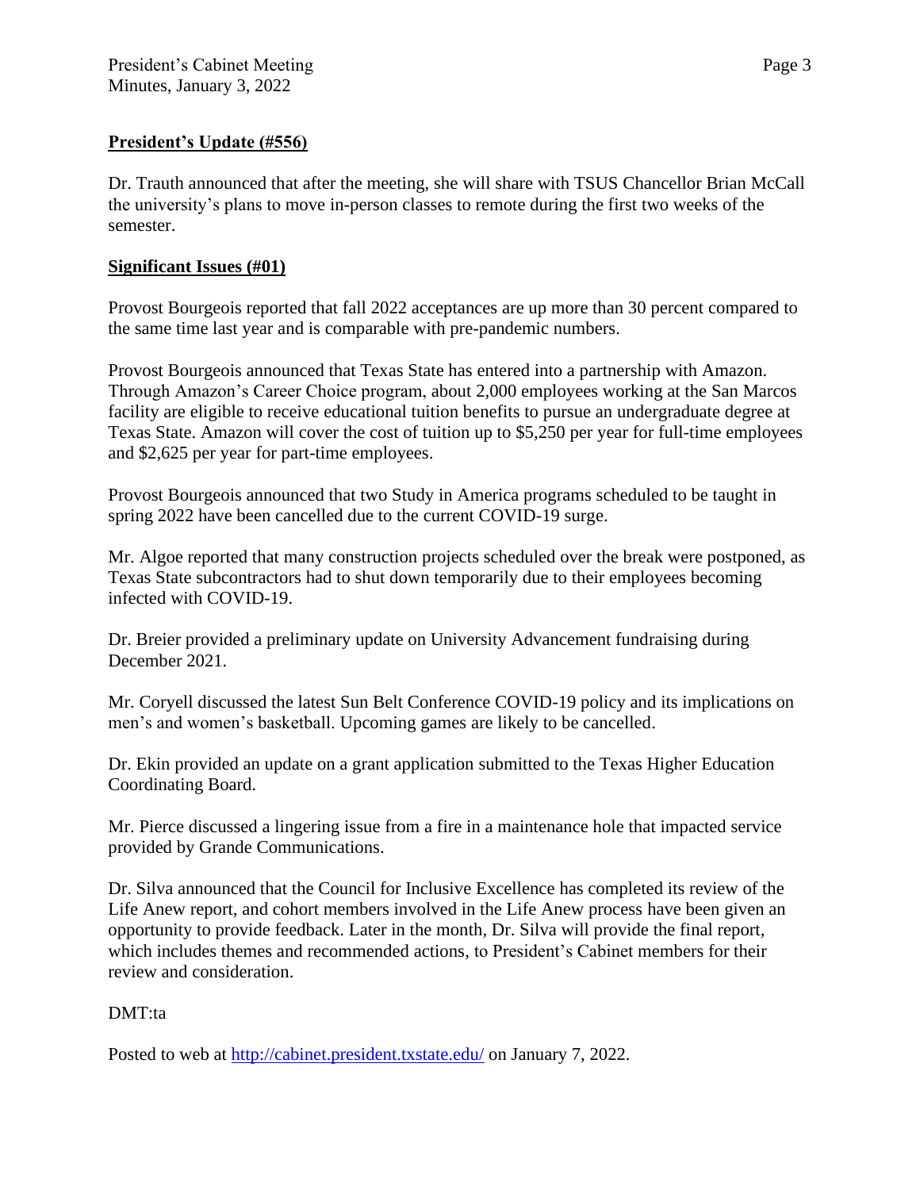**President's Update (#556)**

Dr. Trauth announced that after the meeting, she will share with TSUS Chancellor Brian McCall the university's plans to move in-person classes to remote during the first two weeks of the semester.

**Significant Issues (#01)**

Provost Bourgeois reported that fall 2022 acceptances are up more than 30 percent compared to the same time last year and is comparable with pre-pandemic numbers.

Provost Bourgeois announced that Texas State has entered into a partnership with Amazon. Through Amazon's Career Choice program, about 2,000 employees working at the San Marcos facility are eligible to receive educational tuition benefits to pursue an undergraduate degree at Texas State. Amazon will cover the cost of tuition up to $5,250 per year for full-time employees and $2,625 per year for part-time employees.

Provost Bourgeois announced that two Study in America programs scheduled to be taught in spring 2022 have been cancelled due to the current COVID-19 surge.

Mr. Algoe reported that many construction projects scheduled over the break were postponed, as Texas State subcontractors had to shut down temporarily due to their employees becoming infected with COVID-19.

Dr. Breier provided a preliminary update on University Advancement fundraising during December 2021.

Mr. Coryell discussed the latest Sun Belt Conference COVID-19 policy and its implications on men's and women's basketball. Upcoming games are likely to be cancelled.

Dr. Ekin provided an update on a grant application submitted to the Texas Higher Education Coordinating Board.

Mr. Pierce discussed a lingering issue from a fire in a maintenance hole that impacted service provided by Grande Communications.

Dr. Silva announced that the Council for Inclusive Excellence has completed its review of the Life Anew report, and cohort members involved in the Life Anew process have been given an opportunity to provide feedback. Later in the month, Dr. Silva will provide the final report, which includes themes and recommended actions, to President's Cabinet members for their review and consideration.

DMT:ta

Posted to web at http://cabinet.president.txstate.edu/ on January 7, 2022.